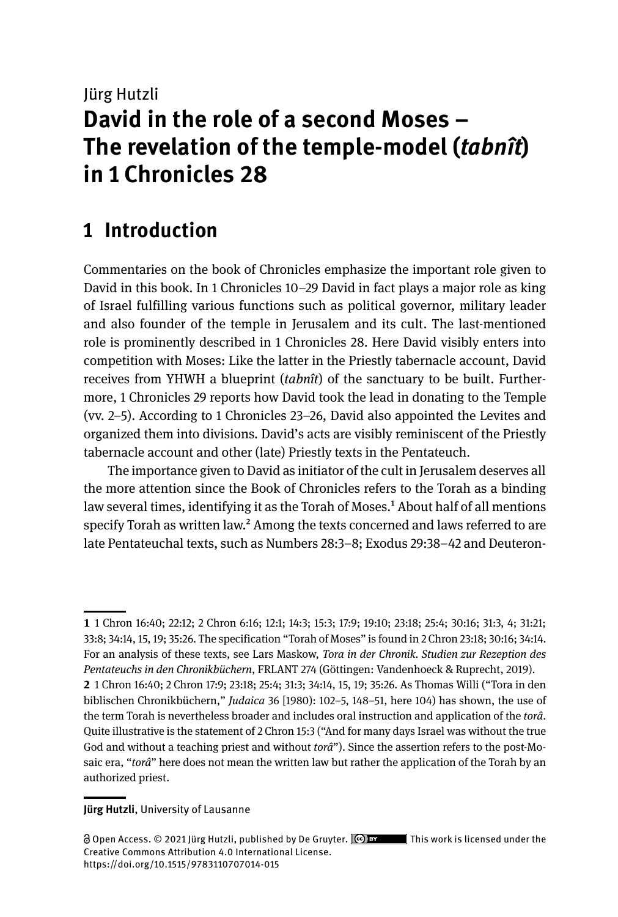Jürg Hutzli

# David in the role of a second Moses – The revelation of the temple-model (*tabnît*) in 1 Chronicles 28

## 1 Introduction

Commentaries on the book of Chronicles emphasize the important role given to David in this book. In 1 Chronicles 10–29 David in fact plays a major role as king of Israel fulfilling various functions such as political governor, military leader and also founder of the temple in Jerusalem and its cult. The last-mentioned role is prominently described in 1 Chronicles 28. Here David visibly enters into competition with Moses: Like the latter in the Priestly tabernacle account, David receives from YHWH a blueprint (*tabnît*) of the sanctuary to be built. Furthermore, 1 Chronicles 29 reports how David took the lead in donating to the Temple (vv. 2–5). According to 1 Chronicles 23–26, David also appointed the Levites and organized them into divisions. David's acts are visibly reminiscent of the Priestly tabernacle account and other (late) Priestly texts in the Pentateuch.

The importance given to David as initiator of the cult in Jerusalem deserves all the more attention since the Book of Chronicles refers to the Torah as a binding law several times, identifying it as the Torah of Moses.[1] About half of all mentions specify Torah as written law.[2] Among the texts concerned and laws referred to are late Pentateuchal texts, such as Numbers 28:3–8; Exodus 29:38–42 and Deuteron-

---

**1** 1 Chron 16:40; 22:12; 2 Chron 6:16; 12:1; 14:3; 15:3; 17:9; 19:10; 23:18; 25:4; 30:16; 31:3, 4; 31:21; 33:8; 34:14, 15, 19; 35:26. The specification "Torah of Moses" is found in 2 Chron 23:18; 30:16; 34:14. For an analysis of these texts, see Lars Maskow, *Tora in der Chronik. Studien zur Rezeption des Pentateuchs in den Chronikbüchern*, FRLANT 274 (Göttingen: Vandenhoeck & Ruprecht, 2019).

**2** 1 Chron 16:40; 2 Chron 17:9; 23:18; 25:4; 31:3; 34:14, 15, 19; 35:26. As Thomas Willi ("Tora in den biblischen Chronikbüchern," *Judaica* 36 [1980]: 102–5, 148–51, here 104) has shown, the use of the term Torah is nevertheless broader and includes oral instruction and application of the *torâ*. Quite illustrative is the statement of 2 Chron 15:3 ("And for many days Israel was without the true God and without a teaching priest and without *torâ*"). Since the assertion refers to the post-Mosaic era, "*torâ*" here does not mean the written law but rather the application of the Torah by an authorized priest.

---

**Jürg Hutzli**, University of Lausanne

Open Access. © 2021 Jürg Hutzli, published by De Gruyter. This work is licensed under the Creative Commons Attribution 4.0 International License.
https://doi.org/10.1515/9783110707014-015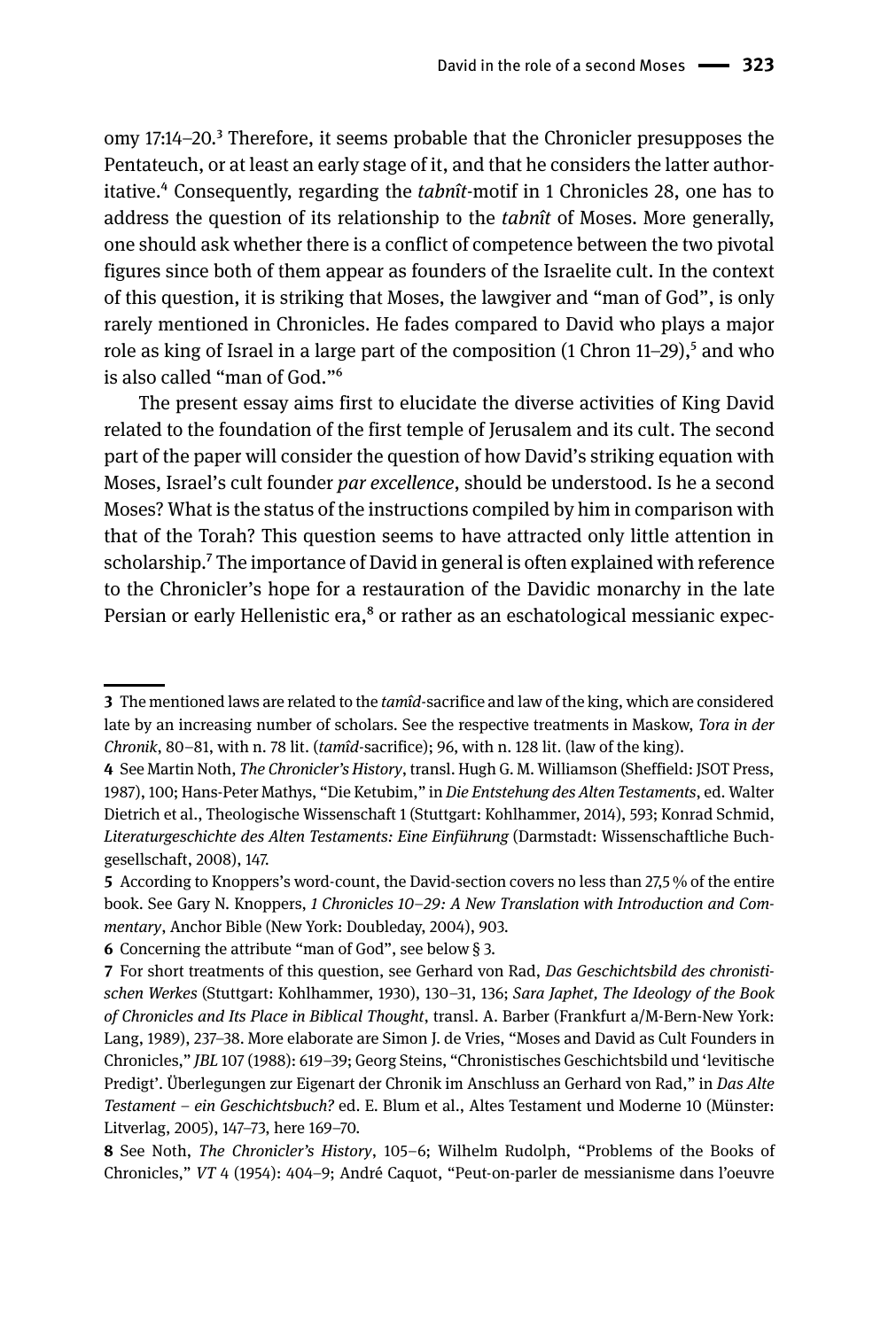omy 17:14–20.[3] Therefore, it seems probable that the Chronicler presupposes the Pentateuch, or at least an early stage of it, and that he considers the latter authoritative.[4] Consequently, regarding the *tabnît*-motif in 1 Chronicles 28, one has to address the question of its relationship to the *tabnît* of Moses. More generally, one should ask whether there is a conflict of competence between the two pivotal figures since both of them appear as founders of the Israelite cult. In the context of this question, it is striking that Moses, the lawgiver and "man of God", is only rarely mentioned in Chronicles. He fades compared to David who plays a major role as king of Israel in a large part of the composition (1 Chron 11–29),[5] and who is also called "man of God."[6]

The present essay aims first to elucidate the diverse activities of King David related to the foundation of the first temple of Jerusalem and its cult. The second part of the paper will consider the question of how David's striking equation with Moses, Israel's cult founder *par excellence*, should be understood. Is he a second Moses? What is the status of the instructions compiled by him in comparison with that of the Torah? This question seems to have attracted only little attention in scholarship.[7] The importance of David in general is often explained with reference to the Chronicler's hope for a restauration of the Davidic monarchy in the late Persian or early Hellenistic era,[8] or rather as an eschatological messianic expec-

---

**3** The mentioned laws are related to the *tamîd*-sacrifice and law of the king, which are considered late by an increasing number of scholars. See the respective treatments in Maskow, *Tora in der Chronik*, 80–81, with n. 78 lit. (*tamîd*-sacrifice); 96, with n. 128 lit. (law of the king).

**4** See Martin Noth, *The Chronicler's History*, transl. Hugh G. M. Williamson (Sheffield: JSOT Press, 1987), 100; Hans-Peter Mathys, "Die Ketubim," in *Die Entstehung des Alten Testaments*, ed. Walter Dietrich et al., Theologische Wissenschaft 1 (Stuttgart: Kohlhammer, 2014), 593; Konrad Schmid, *Literaturgeschichte des Alten Testaments: Eine Einführung* (Darmstadt: Wissenschaftliche Buchgesellschaft, 2008), 147.

**5** According to Knoppers's word-count, the David-section covers no less than 27,5 % of the entire book. See Gary N. Knoppers, *1 Chronicles 10–29: A New Translation with Introduction and Commentary*, Anchor Bible (New York: Doubleday, 2004), 903.

**6** Concerning the attribute "man of God", see below § 3.

**7** For short treatments of this question, see Gerhard von Rad, *Das Geschichtsbild des chronistischen Werkes* (Stuttgart: Kohlhammer, 1930), 130–31, 136; *Sara Japhet, The Ideology of the Book of Chronicles and Its Place in Biblical Thought*, transl. A. Barber (Frankfurt a/M-Bern-New York: Lang, 1989), 237–38. More elaborate are Simon J. de Vries, "Moses and David as Cult Founders in Chronicles," *JBL* 107 (1988): 619–39; Georg Steins, "Chronistisches Geschichtsbild und 'levitische Predigt'. Überlegungen zur Eigenart der Chronik im Anschluss an Gerhard von Rad," in *Das Alte Testament – ein Geschichtsbuch?* ed. E. Blum et al., Altes Testament und Moderne 10 (Münster: Litverlag, 2005), 147–73, here 169–70.

**8** See Noth, *The Chronicler's History*, 105–6; Wilhelm Rudolph, "Problems of the Books of Chronicles," *VT* 4 (1954): 404–9; André Caquot, "Peut-on-parler de messianisme dans l'oeuvre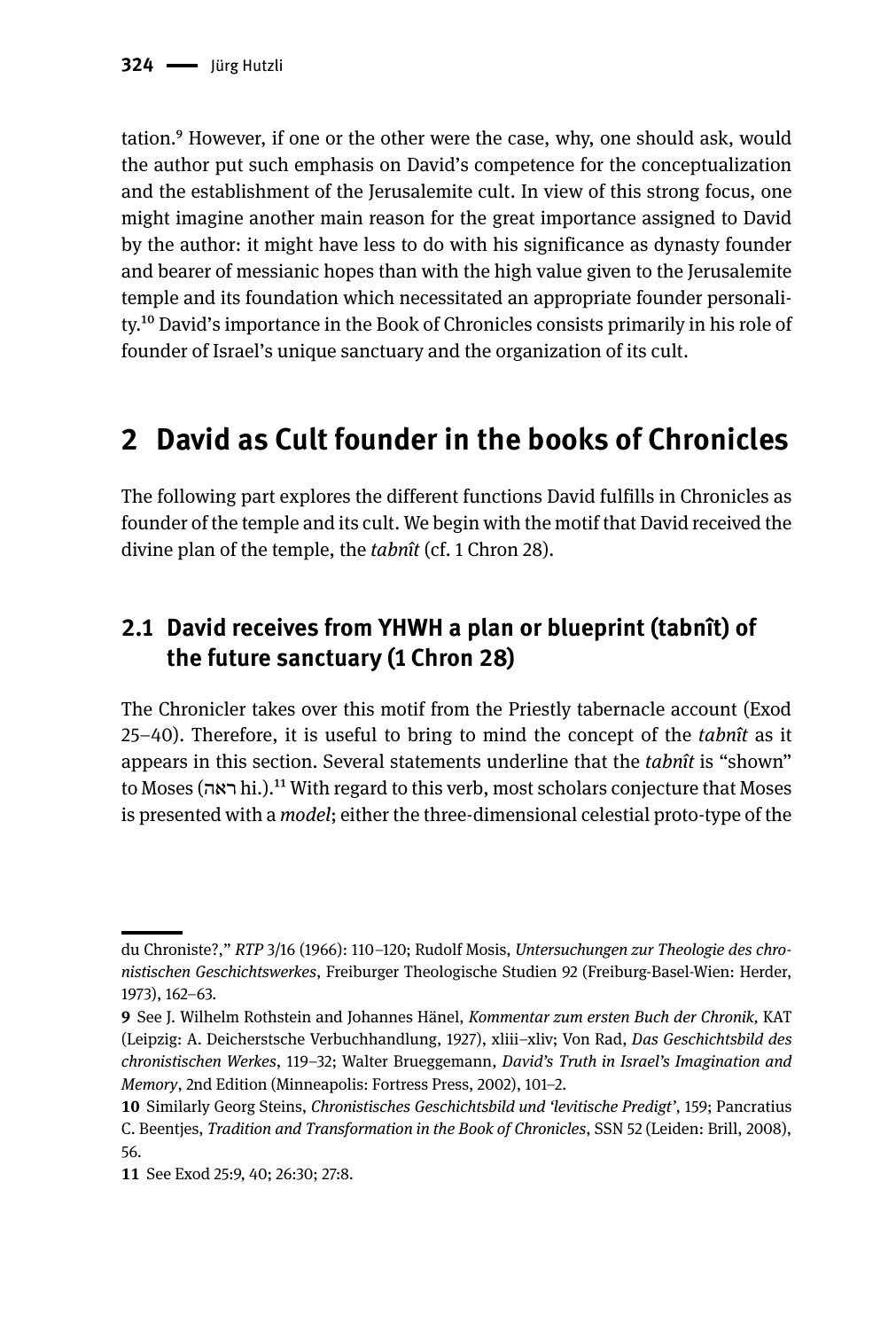tation.[9] However, if one or the other were the case, why, one should ask, would the author put such emphasis on David's competence for the conceptualization and the establishment of the Jerusalemite cult. In view of this strong focus, one might imagine another main reason for the great importance assigned to David by the author: it might have less to do with his significance as dynasty founder and bearer of messianic hopes than with the high value given to the Jerusalemite temple and its foundation which necessitated an appropriate founder personality.[10] David's importance in the Book of Chronicles consists primarily in his role of founder of Israel's unique sanctuary and the organization of its cult.

## 2 David as Cult founder in the books of Chronicles

The following part explores the different functions David fulfills in Chronicles as founder of the temple and its cult. We begin with the motif that David received the divine plan of the temple, the *tabnît* (cf. 1 Chron 28).

### 2.1 David receives from YHWH a plan or blueprint (tabnît) of the future sanctuary (1 Chron 28)

The Chronicler takes over this motif from the Priestly tabernacle account (Exod 25–40). Therefore, it is useful to bring to mind the concept of the *tabnît* as it appears in this section. Several statements underline that the *tabnît* is "shown" to Moses (ראה hi.).[11] With regard to this verb, most scholars conjecture that Moses is presented with a *model*; either the three-dimensional celestial proto-type of the

---

du Chroniste?," *RTP* 3/16 (1966): 110–120; Rudolf Mosis, *Untersuchungen zur Theologie des chronistischen Geschichtswerkes*, Freiburger Theologische Studien 92 (Freiburg-Basel-Wien: Herder, 1973), 162–63.

9 See J. Wilhelm Rothstein and Johannes Hänel, *Kommentar zum ersten Buch der Chronik*, KAT (Leipzig: A. Deicherstsche Verbuchhandlung, 1927), xliii–xliv; Von Rad, *Das Geschichtsbild des chronistischen Werkes*, 119–32; Walter Brueggemann, *David's Truth in Israel's Imagination and Memory*, 2nd Edition (Minneapolis: Fortress Press, 2002), 101–2.

10 Similarly Georg Steins, *Chronistisches Geschichtsbild und 'levitische Predigt'*, 159; Pancratius C. Beentjes, *Tradition and Transformation in the Book of Chronicles*, SSN 52 (Leiden: Brill, 2008), 56.

11 See Exod 25:9, 40; 26:30; 27:8.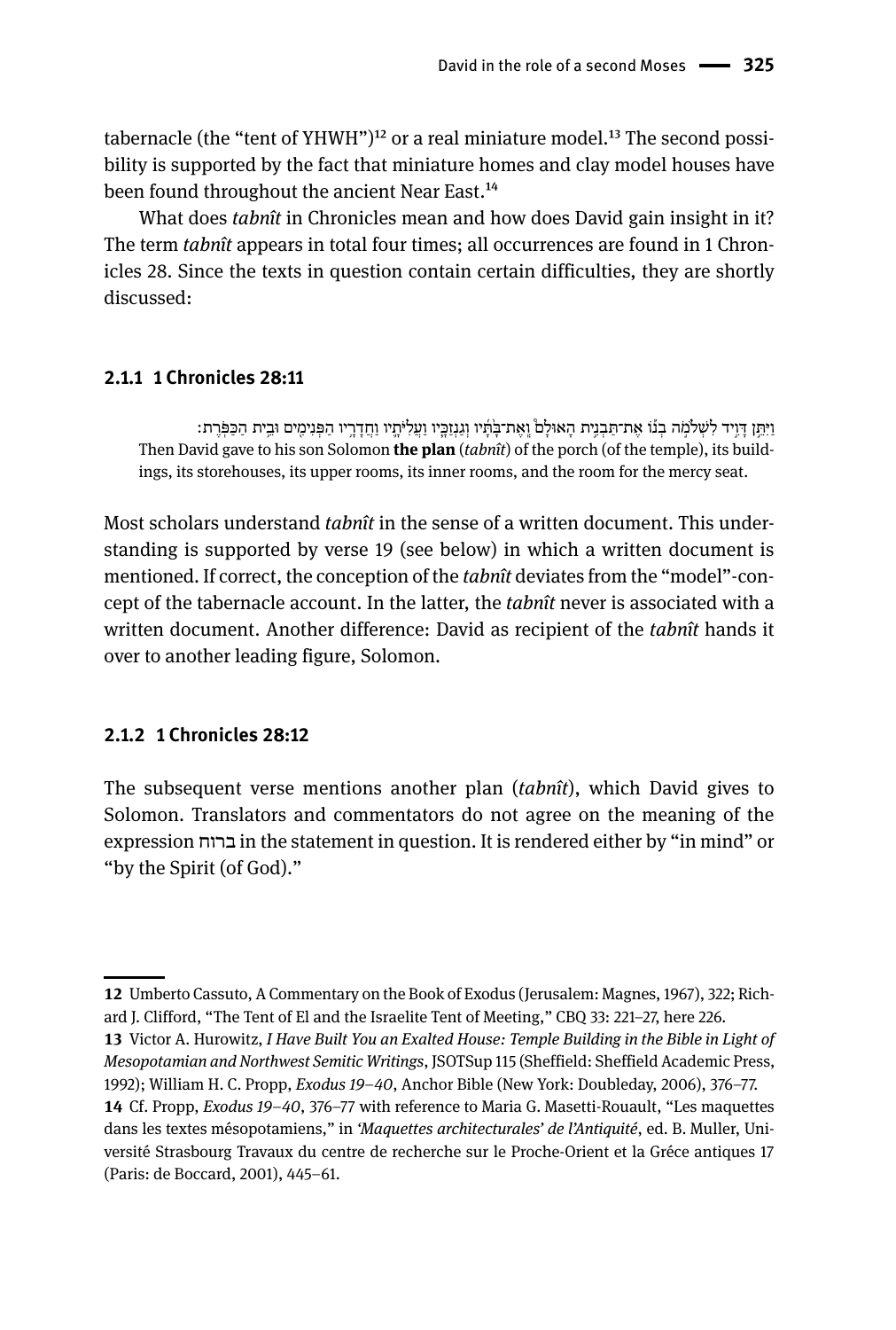tabernacle (the "tent of YHWH")[12] or a real miniature model.[13] The second possibility is supported by the fact that miniature homes and clay model houses have been found throughout the ancient Near East.[14]

What does *tabnît* in Chronicles mean and how does David gain insight in it? The term *tabnît* appears in total four times; all occurrences are found in 1 Chronicles 28. Since the texts in question contain certain difficulties, they are shortly discussed:

#### 2.1.1 1 Chronicles 28:11

> וַיִּתֵּ֨ן דָּוִ֜יד לִשְׁלֹמֹ֣ה בְנ֗וֹ אֶת־תַּבְנִ֤ית הָאוּלָם֙ וְאֶת־בָּ֣תָּ֔יו וְגַנְזַכָּ֥יו וַעֲלִיֹּתָ֖יו וַחֲדָרָ֣יו הַפְּנִימִ֑ים וּבֵ֖ית הַכַּפֹּֽרֶת׃
> Then David gave to his son Solomon **the plan** (*tabnît*) of the porch (of the temple), its buildings, its storehouses, its upper rooms, its inner rooms, and the room for the mercy seat.

Most scholars understand *tabnît* in the sense of a written document. This understanding is supported by verse 19 (see below) in which a written document is mentioned. If correct, the conception of the *tabnît* deviates from the "model"-concept of the tabernacle account. In the latter, the *tabnît* never is associated with a written document. Another difference: David as recipient of the *tabnît* hands it over to another leading figure, Solomon.

#### 2.1.2 1 Chronicles 28:12

The subsequent verse mentions another plan (*tabnît*), which David gives to Solomon. Translators and commentators do not agree on the meaning of the expression ברוח in the statement in question. It is rendered either by "in mind" or "by the Spirit (of God)."

---

**12** Umberto Cassuto, A Commentary on the Book of Exodus (Jerusalem: Magnes, 1967), 322; Richard J. Clifford, "The Tent of El and the Israelite Tent of Meeting," CBQ 33: 221–27, here 226.

**13** Victor A. Hurowitz, *I Have Built You an Exalted House: Temple Building in the Bible in Light of Mesopotamian and Northwest Semitic Writings*, JSOTSup 115 (Sheffield: Sheffield Academic Press, 1992); William H. C. Propp, *Exodus 19–40*, Anchor Bible (New York: Doubleday, 2006), 376–77.

**14** Cf. Propp, *Exodus 19–40*, 376–77 with reference to Maria G. Masetti-Rouault, "Les maquettes dans les textes mésopotamiens," in *'Maquettes architecturales' de l'Antiquité*, ed. B. Muller, Université Strasbourg Travaux du centre de recherche sur le Proche-Orient et la Gréce antiques 17 (Paris: de Boccard, 2001), 445–61.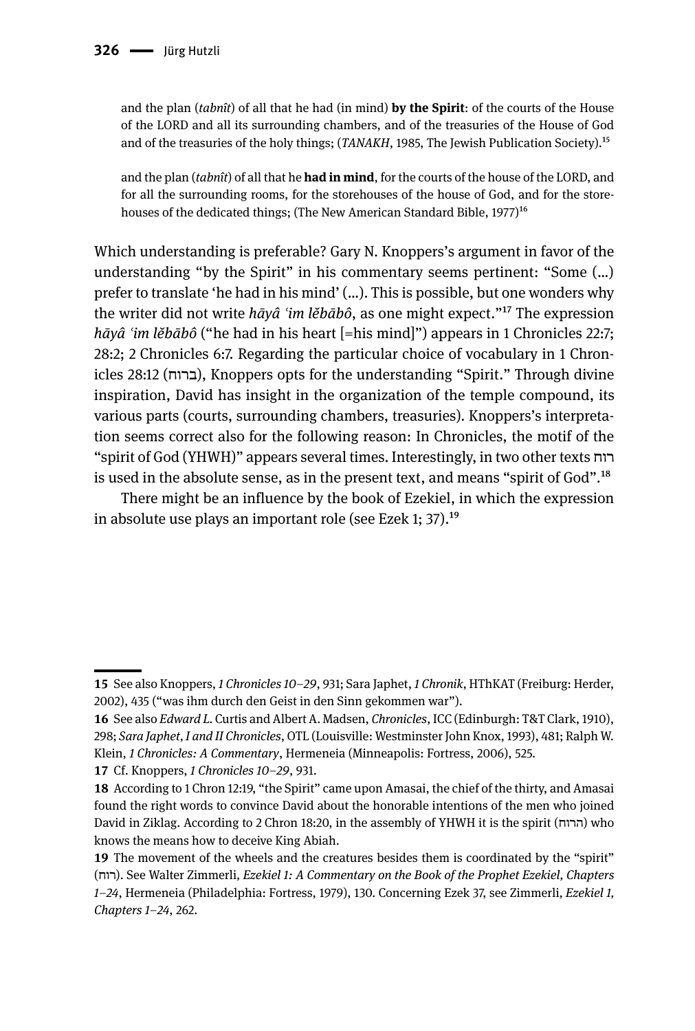> and the plan (*tabnît*) of all that he had (in mind) **by the Spirit**: of the courts of the House of the LORD and all its surrounding chambers, and of the treasuries of the House of God and of the treasuries of the holy things; (*TANAKH*, 1985, The Jewish Publication Society).[15]

> and the plan (*tabnît*) of all that he **had in mind**, for the courts of the house of the LORD, and for all the surrounding rooms, for the storehouses of the house of God, and for the storehouses of the dedicated things; (The New American Standard Bible, 1977)[16]

Which understanding is preferable? Gary N. Knoppers's argument in favor of the understanding "by the Spirit" in his commentary seems pertinent: "Some (...) prefer to translate 'he had in his mind' (...). This is possible, but one wonders why the writer did not write *hāyâ ʿim lĕbābô*, as one might expect."[17] The expression *hāyâ ʿim lĕbābô* ("he had in his heart [=his mind]") appears in 1 Chronicles 22:7; 28:2; 2 Chronicles 6:7. Regarding the particular choice of vocabulary in 1 Chronicles 28:12 (ברוח), Knoppers opts for the understanding "Spirit." Through divine inspiration, David has insight in the organization of the temple compound, its various parts (courts, surrounding chambers, treasuries). Knoppers's interpretation seems correct also for the following reason: In Chronicles, the motif of the "spirit of God (YHWH)" appears several times. Interestingly, in two other texts רוח is used in the absolute sense, as in the present text, and means "spirit of God".[18]

There might be an influence by the book of Ezekiel, in which the expression in absolute use plays an important role (see Ezek 1; 37).[19]

---

**15** See also Knoppers, *1 Chronicles 10–29*, 931; Sara Japhet, *1 Chronik*, HThKAT (Freiburg: Herder, 2002), 435 ("was ihm durch den Geist in den Sinn gekommen war").

**16** See also *Edward L.* Curtis and Albert A. Madsen, *Chronicles*, ICC (Edinburgh: T&T Clark, 1910), 298; *Sara Japhet*, *I and II Chronicles*, OTL (Louisville: Westminster John Knox, 1993), 481; Ralph W. Klein, *1 Chronicles: A Commentary*, Hermeneia (Minneapolis: Fortress, 2006), 525.

**17** Cf. Knoppers, *1 Chronicles 10–29*, 931.

**18** According to 1 Chron 12:19, "the Spirit" came upon Amasai, the chief of the thirty, and Amasai found the right words to convince David about the honorable intentions of the men who joined David in Ziklag. According to 2 Chron 18:20, in the assembly of YHWH it is the spirit (הרוח) who knows the means how to deceive King Abiah.

**19** The movement of the wheels and the creatures besides them is coordinated by the "spirit" (רוח). See Walter Zimmerli, *Ezekiel 1: A Commentary on the Book of the Prophet Ezekiel, Chapters 1–24*, Hermeneia (Philadelphia: Fortress, 1979), 130. Concerning Ezek 37, see Zimmerli, *Ezekiel 1, Chapters 1–24*, 262.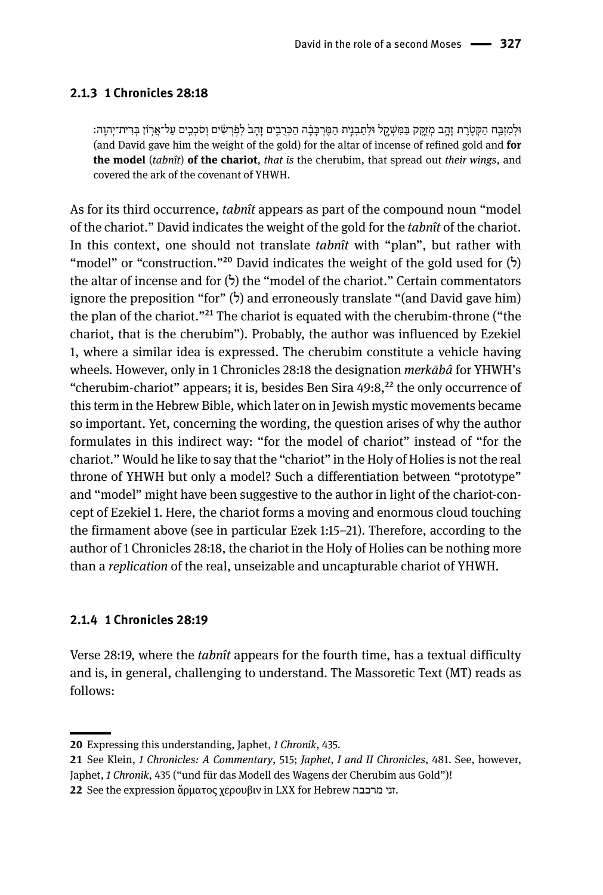### 2.1.3 1 Chronicles 28:18

וּלְמִזְבַּח הַקְּטֹרֶת זָהָב מְזֻקָּק בַּמִּשְׁקָל וּלְתַבְנִית הַמֶּרְכָּבָה הַכְּרֻבִים זָהָב לְפֹרְשִׂים וְסֹכְכִים עַל־אֲרוֹן בְּרִית־יְהוָה׃
(and David gave him the weight of the gold) for the altar of incense of refined gold and **for the model** (*tabnît*) **of the chariot**, *that is* the cherubim, that spread out *their wings*, and covered the ark of the covenant of YHWH.

As for its third occurrence, *tabnît* appears as part of the compound noun "model of the chariot." David indicates the weight of the gold for the *tabnît* of the chariot. In this context, one should not translate *tabnît* with "plan", but rather with "model" or "construction."[20] David indicates the weight of the gold used for (ל) the altar of incense and for (ל) the "model of the chariot." Certain commentators ignore the preposition "for" (ל) and erroneously translate "(and David gave him) the plan of the chariot."[21] The chariot is equated with the cherubim-throne ("the chariot, that is the cherubim"). Probably, the author was influenced by Ezekiel 1, where a similar idea is expressed. The cherubim constitute a vehicle having wheels. However, only in 1 Chronicles 28:18 the designation *merkābâ* for YHWH's "cherubim-chariot" appears; it is, besides Ben Sira 49:8,[22] the only occurrence of this term in the Hebrew Bible, which later on in Jewish mystic movements became so important. Yet, concerning the wording, the question arises of why the author formulates in this indirect way: "for the model of chariot" instead of "for the chariot." Would he like to say that the "chariot" in the Holy of Holies is not the real throne of YHWH but only a model? Such a differentiation between "prototype" and "model" might have been suggestive to the author in light of the chariot-concept of Ezekiel 1. Here, the chariot forms a moving and enormous cloud touching the firmament above (see in particular Ezek 1:15–21). Therefore, according to the author of 1 Chronicles 28:18, the chariot in the Holy of Holies can be nothing more than a *replication* of the real, unseizable and uncapturable chariot of YHWH.

### 2.1.4 1 Chronicles 28:19

Verse 28:19, where the *tabnît* appears for the fourth time, has a textual difficulty and is, in general, challenging to understand. The Massoretic Text (MT) reads as follows:

---

**20** Expressing this understanding, Japhet, *1 Chronik*, 435.

**21** See Klein, *1 Chronicles: A Commentary*, 515; *Japhet, I and II Chronicles*, 481. See, however, Japhet, *1 Chronik*, 435 ("und für das Modell des Wagens der Cherubim aus Gold")!

**22** See the expression ἅρματος χερουβιν in LXX for Hebrew זני מרכבה.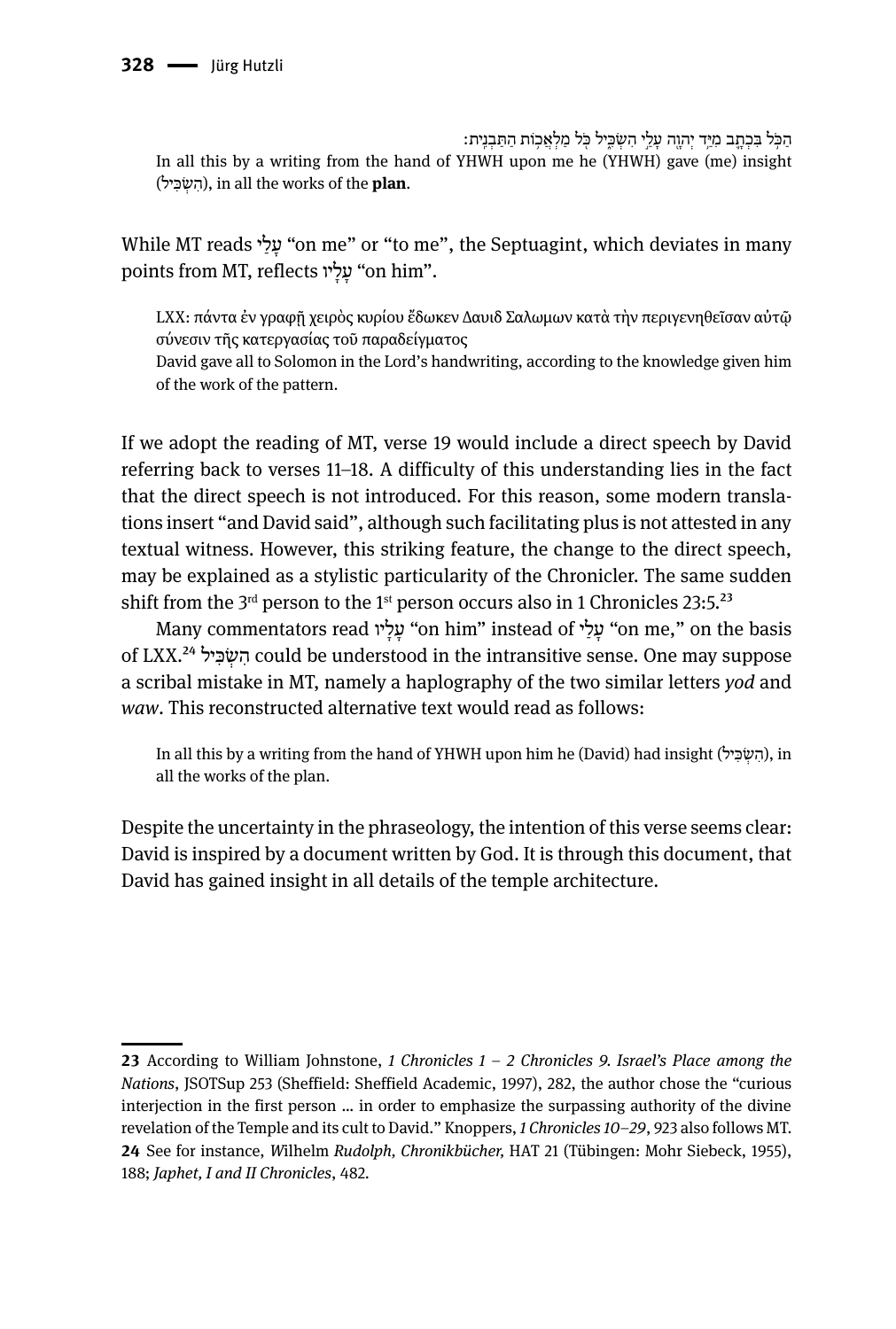הַכֹּל בִּכְתָב מִיַּד יְהוָה עָלַי הִשְׂכִּיל כֹּל מַלְאֲכוֹת הַתַּבְנִית׃

> In all this by a writing from the hand of YHWH upon me he (YHWH) gave (me) insight (הִשְׂכִּיל), in all the works of the **plan**.

While MT reads עָלַי “on me” or “to me”, the Septuagint, which deviates in many points from MT, reflects עָלָיו “on him”.

> LXX: πάντα ἐν γραφῇ χειρὸς κυρίου ἔδωκεν Δαυιδ Σαλωμων κατὰ τὴν περιγενηθεῖσαν αὐτῷ σύνεσιν τῆς κατεργασίας τοῦ παραδείγματος
>
> David gave all to Solomon in the Lord’s handwriting, according to the knowledge given him of the work of the pattern.

If we adopt the reading of MT, verse 19 would include a direct speech by David referring back to verses 11–18. A difficulty of this understanding lies in the fact that the direct speech is not introduced. For this reason, some modern translations insert “and David said”, although such facilitating plus is not attested in any textual witness. However, this striking feature, the change to the direct speech, may be explained as a stylistic particularity of the Chronicler. The same sudden shift from the 3rd person to the 1st person occurs also in 1 Chronicles 23:5.[23]

Many commentators read עָלָיו “on him” instead of עָלַי “on me,” on the basis of LXX.[24] הִשְׂכִּיל could be understood in the intransitive sense. One may suppose a scribal mistake in MT, namely a haplography of the two similar letters *yod* and *waw*. This reconstructed alternative text would read as follows:

> In all this by a writing from the hand of YHWH upon him he (David) had insight (הִשְׂכִּיל), in all the works of the plan.

Despite the uncertainty in the phraseology, the intention of this verse seems clear: David is inspired by a document written by God. It is through this document, that David has gained insight in all details of the temple architecture.

---

**23** According to William Johnstone, *1 Chronicles 1 – 2 Chronicles 9. Israel’s Place among the Nations*, JSOTSup 253 (Sheffield: Sheffield Academic, 1997), 282, the author chose the “curious interjection in the first person … in order to emphasize the surpassing authority of the divine revelation of the Temple and its cult to David.” Knoppers, *1 Chronicles 10–29*, 923 also follows MT.

**24** See for instance, *W*ilhelm *Rudolph, Chronikbücher,* HAT 21 (Tübingen: Mohr Siebeck, 1955), 188; *Japhet, I and II Chronicles*, 482.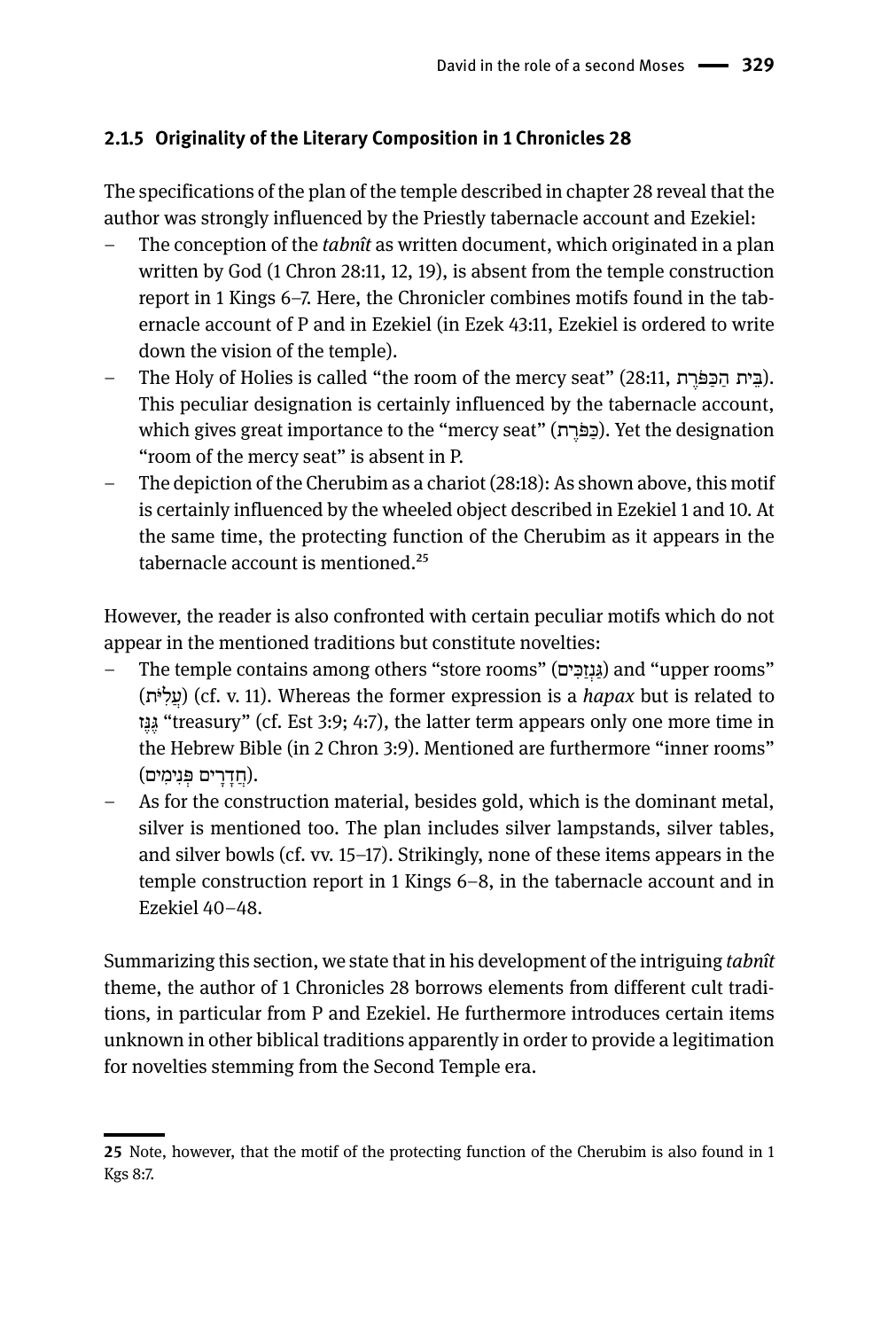### 2.1.5 Originality of the Literary Composition in 1 Chronicles 28

The specifications of the plan of the temple described in chapter 28 reveal that the author was strongly influenced by the Priestly tabernacle account and Ezekiel:

- The conception of the *tabnît* as written document, which originated in a plan written by God (1 Chron 28:11, 12, 19), is absent from the temple construction report in 1 Kings 6–7. Here, the Chronicler combines motifs found in the tabernacle account of P and in Ezekiel (in Ezek 43:11, Ezekiel is ordered to write down the vision of the temple).
- The Holy of Holies is called "the room of the mercy seat" (28:11, בֵּית הַכַּפֹּרֶת). This peculiar designation is certainly influenced by the tabernacle account, which gives great importance to the "mercy seat" (כַּפֹּרֶת). Yet the designation "room of the mercy seat" is absent in P.
- The depiction of the Cherubim as a chariot (28:18): As shown above, this motif is certainly influenced by the wheeled object described in Ezekiel 1 and 10. At the same time, the protecting function of the Cherubim as it appears in the tabernacle account is mentioned.[25]

However, the reader is also confronted with certain peculiar motifs which do not appear in the mentioned traditions but constitute novelties:

- The temple contains among others "store rooms" (גַּנְזַכִּים) and "upper rooms" (עֲלִיֹּת) (cf. v. 11). Whereas the former expression is a *hapax* but is related to גֶּנֶז "treasury" (cf. Est 3:9; 4:7), the latter term appears only one more time in the Hebrew Bible (in 2 Chron 3:9). Mentioned are furthermore "inner rooms" (חֲדָרִים פְּנִימִים).
- As for the construction material, besides gold, which is the dominant metal, silver is mentioned too. The plan includes silver lampstands, silver tables, and silver bowls (cf. vv. 15–17). Strikingly, none of these items appears in the temple construction report in 1 Kings 6–8, in the tabernacle account and in Ezekiel 40–48.

Summarizing this section, we state that in his development of the intriguing *tabnît* theme, the author of 1 Chronicles 28 borrows elements from different cult traditions, in particular from P and Ezekiel. He furthermore introduces certain items unknown in other biblical traditions apparently in order to provide a legitimation for novelties stemming from the Second Temple era.

---

25 Note, however, that the motif of the protecting function of the Cherubim is also found in 1 Kgs 8:7.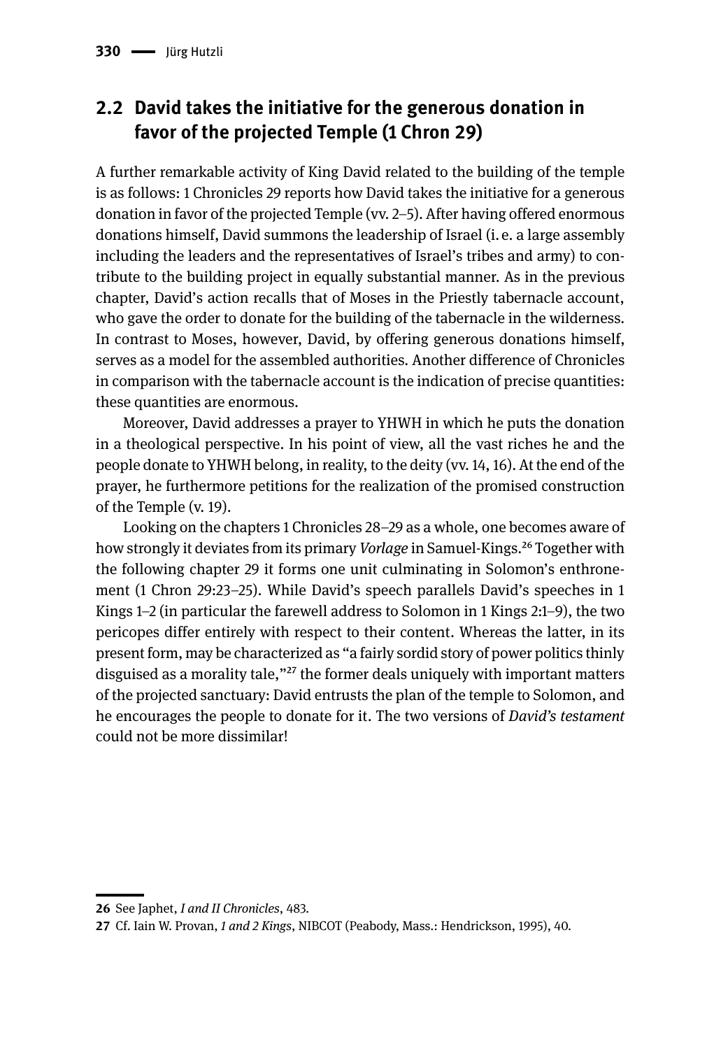## 2.2 David takes the initiative for the generous donation in favor of the projected Temple (1 Chron 29)

A further remarkable activity of King David related to the building of the temple is as follows: 1 Chronicles 29 reports how David takes the initiative for a generous donation in favor of the projected Temple (vv. 2–5). After having offered enormous donations himself, David summons the leadership of Israel (i. e. a large assembly including the leaders and the representatives of Israel's tribes and army) to contribute to the building project in equally substantial manner. As in the previous chapter, David's action recalls that of Moses in the Priestly tabernacle account, who gave the order to donate for the building of the tabernacle in the wilderness. In contrast to Moses, however, David, by offering generous donations himself, serves as a model for the assembled authorities. Another difference of Chronicles in comparison with the tabernacle account is the indication of precise quantities: these quantities are enormous.

Moreover, David addresses a prayer to YHWH in which he puts the donation in a theological perspective. In his point of view, all the vast riches he and the people donate to YHWH belong, in reality, to the deity (vv. 14, 16). At the end of the prayer, he furthermore petitions for the realization of the promised construction of the Temple (v. 19).

Looking on the chapters 1 Chronicles 28–29 as a whole, one becomes aware of how strongly it deviates from its primary *Vorlage* in Samuel-Kings.[26] Together with the following chapter 29 it forms one unit culminating in Solomon's enthronement (1 Chron 29:23–25). While David's speech parallels David's speeches in 1 Kings 1–2 (in particular the farewell address to Solomon in 1 Kings 2:1–9), the two pericopes differ entirely with respect to their content. Whereas the latter, in its present form, may be characterized as "a fairly sordid story of power politics thinly disguised as a morality tale,"[27] the former deals uniquely with important matters of the projected sanctuary: David entrusts the plan of the temple to Solomon, and he encourages the people to donate for it. The two versions of *David's testament* could not be more dissimilar!

---

26 See Japhet, *I and II Chronicles*, 483.

27 Cf. Iain W. Provan, *1 and 2 Kings*, NIBCOT (Peabody, Mass.: Hendrickson, 1995), 40.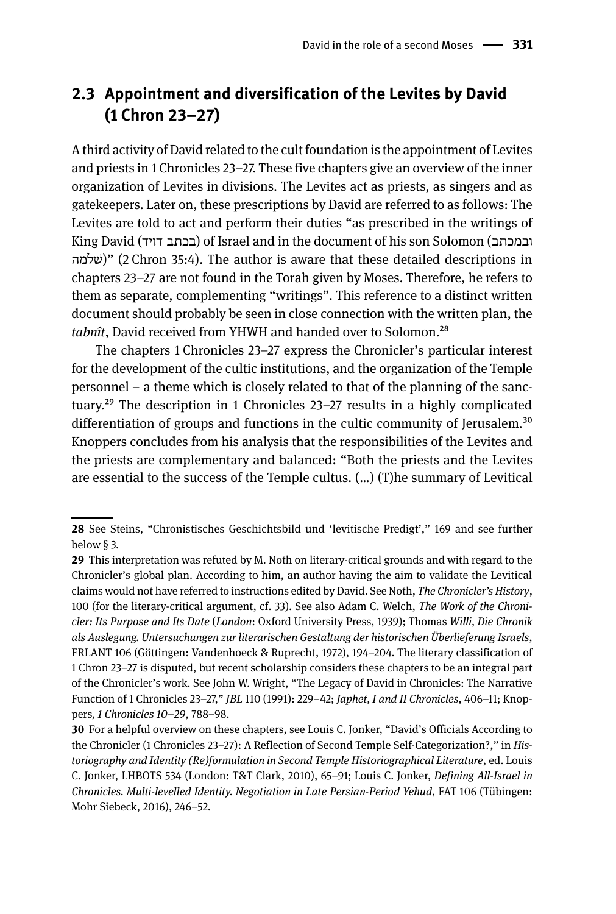## 2.3 Appointment and diversification of the Levites by David (1 Chron 23–27)

A third activity of David related to the cult foundation is the appointment of Levites and priests in 1 Chronicles 23–27. These five chapters give an overview of the inner organization of Levites in divisions. The Levites act as priests, as singers and as gatekeepers. Later on, these prescriptions by David are referred to as follows: The Levites are told to act and perform their duties "as prescribed in the writings of King David (בכתב דויד) of Israel and in the document of his son Solomon (ובמכתב שלמה)" (2 Chron 35:4). The author is aware that these detailed descriptions in chapters 23–27 are not found in the Torah given by Moses. Therefore, he refers to them as separate, complementing "writings". This reference to a distinct written document should probably be seen in close connection with the written plan, the *tabnît*, David received from YHWH and handed over to Solomon.[28]

The chapters 1 Chronicles 23–27 express the Chronicler's particular interest for the development of the cultic institutions, and the organization of the Temple personnel – a theme which is closely related to that of the planning of the sanctuary.[29] The description in 1 Chronicles 23–27 results in a highly complicated differentiation of groups and functions in the cultic community of Jerusalem.[30] Knoppers concludes from his analysis that the responsibilities of the Levites and the priests are complementary and balanced: "Both the priests and the Levites are essential to the success of the Temple cultus. (…) (T)he summary of Levitical

---

**28** See Steins, "Chronistisches Geschichtsbild und 'levitische Predigt'," 169 and see further below § 3.

**29** This interpretation was refuted by M. Noth on literary-critical grounds and with regard to the Chronicler's global plan. According to him, an author having the aim to validate the Levitical claims would not have referred to instructions edited by David. See Noth, *The Chronicler's History*, 100 (for the literary-critical argument, cf. 33). See also Adam C. Welch, *The Work of the Chronicler: Its Purpose and Its Date* (*London*: Oxford University Press, 1939); Thomas *Willi, Die Chronik als Auslegung. Untersuchungen zur literarischen Gestaltung der historischen Überlieferung Israels*, FRLANT 106 (Göttingen: Vandenhoeck & Ruprecht, 1972), 194–204. The literary classification of 1 Chron 23–27 is disputed, but recent scholarship considers these chapters to be an integral part of the Chronicler's work. See John W. Wright, "The Legacy of David in Chronicles: The Narrative Function of 1 Chronicles 23–27," *JBL* 110 (1991): 229–42; *Japhet, I and II Chronicles*, 406–11; Knoppers, *1 Chronicles 10–29*, 788–98.

**30** For a helpful overview on these chapters, see Louis C. Jonker, "David's Officials According to the Chronicler (1 Chronicles 23–27): A Reflection of Second Temple Self-Categorization?," in *Historiography and Identity (Re)formulation in Second Temple Historiographical Literature*, ed. Louis C. Jonker, LHBOTS 534 (London: T&T Clark, 2010), 65–91; Louis C. Jonker, *Defining All-Israel in Chronicles. Multi-levelled Identity. Negotiation in Late Persian-Period Yehud*, FAT 106 (Tübingen: Mohr Siebeck, 2016), 246–52.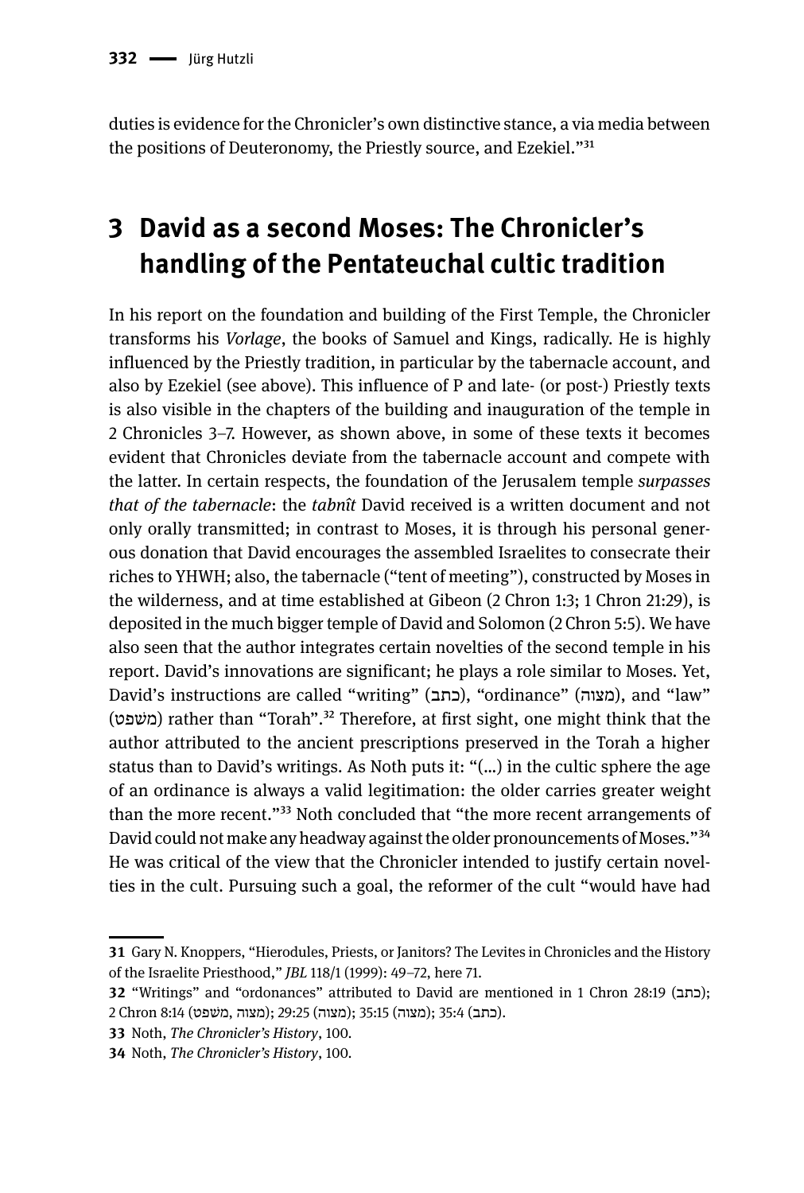duties is evidence for the Chronicler's own distinctive stance, a via media between the positions of Deuteronomy, the Priestly source, and Ezekiel."[31]

# 3 David as a second Moses: The Chronicler's handling of the Pentateuchal cultic tradition

In his report on the foundation and building of the First Temple, the Chronicler transforms his *Vorlage*, the books of Samuel and Kings, radically. He is highly influenced by the Priestly tradition, in particular by the tabernacle account, and also by Ezekiel (see above). This influence of P and late- (or post-) Priestly texts is also visible in the chapters of the building and inauguration of the temple in 2 Chronicles 3–7. However, as shown above, in some of these texts it becomes evident that Chronicles deviate from the tabernacle account and compete with the latter. In certain respects, the foundation of the Jerusalem temple *surpasses that of the tabernacle*: the *tabnît* David received is a written document and not only orally transmitted; in contrast to Moses, it is through his personal generous donation that David encourages the assembled Israelites to consecrate their riches to YHWH; also, the tabernacle ("tent of meeting"), constructed by Moses in the wilderness, and at time established at Gibeon (2 Chron 1:3; 1 Chron 21:29), is deposited in the much bigger temple of David and Solomon (2 Chron 5:5). We have also seen that the author integrates certain novelties of the second temple in his report. David's innovations are significant; he plays a role similar to Moses. Yet, David's instructions are called "writing" (כתב), "ordinance" (מצוה), and "law" (משפט) rather than "Torah".[32] Therefore, at first sight, one might think that the author attributed to the ancient prescriptions preserved in the Torah a higher status than to David's writings. As Noth puts it: "(...) in the cultic sphere the age of an ordinance is always a valid legitimation: the older carries greater weight than the more recent."[33] Noth concluded that "the more recent arrangements of David could not make any headway against the older pronouncements of Moses."[34] He was critical of the view that the Chronicler intended to justify certain novelties in the cult. Pursuing such a goal, the reformer of the cult "would have had

---

31 Gary N. Knoppers, "Hierodules, Priests, or Janitors? The Levites in Chronicles and the History of the Israelite Priesthood," *JBL* 118/1 (1999): 49–72, here 71.

32 "Writings" and "ordonances" attributed to David are mentioned in 1 Chron 28:19 (כתב); 2 Chron 8:14 (מצוה, משפט); 29:25 (מצוה); 35:15 (מצוה); 35:4 (כתב).

33 Noth, *The Chronicler's History*, 100.

34 Noth, *The Chronicler's History*, 100.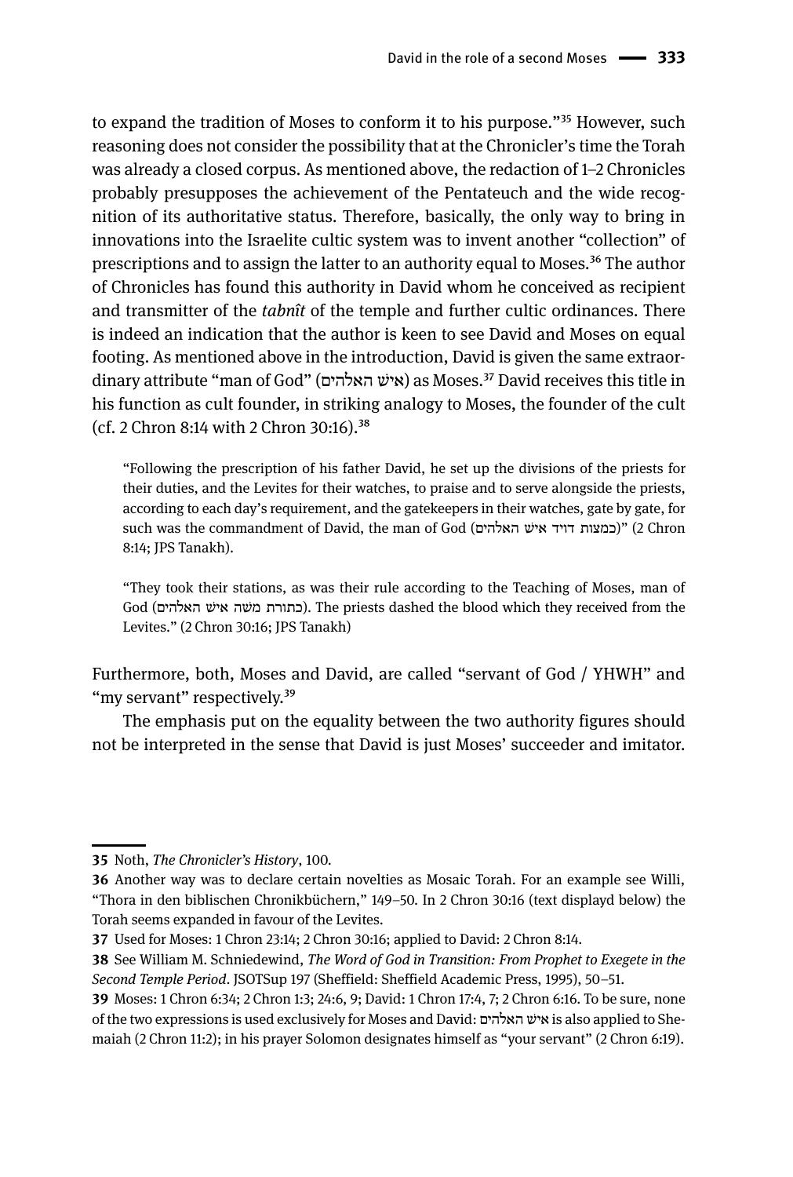to expand the tradition of Moses to conform it to his purpose."[35] However, such reasoning does not consider the possibility that at the Chronicler's time the Torah was already a closed corpus. As mentioned above, the redaction of 1–2 Chronicles probably presupposes the achievement of the Pentateuch and the wide recognition of its authoritative status. Therefore, basically, the only way to bring in innovations into the Israelite cultic system was to invent another "collection" of prescriptions and to assign the latter to an authority equal to Moses.[36] The author of Chronicles has found this authority in David whom he conceived as recipient and transmitter of the *tabnît* of the temple and further cultic ordinances. There is indeed an indication that the author is keen to see David and Moses on equal footing. As mentioned above in the introduction, David is given the same extraordinary attribute "man of God" (איש האלהים) as Moses.[37] David receives this title in his function as cult founder, in striking analogy to Moses, the founder of the cult (cf. 2 Chron 8:14 with 2 Chron 30:16).[38]

> "Following the prescription of his father David, he set up the divisions of the priests for their duties, and the Levites for their watches, to praise and to serve alongside the priests, according to each day's requirement, and the gatekeepers in their watches, gate by gate, for such was the commandment of David, the man of God (כמצות דויד איש האלהים)" (2 Chron 8:14; JPS Tanakh).

> "They took their stations, as was their rule according to the Teaching of Moses, man of God (כתורת משה איש האלהים). The priests dashed the blood which they received from the Levites." (2 Chron 30:16; JPS Tanakh)

Furthermore, both, Moses and David, are called "servant of God / YHWH" and "my servant" respectively.[39]

The emphasis put on the equality between the two authority figures should not be interpreted in the sense that David is just Moses' succeeder and imitator.

---

**35** Noth, *The Chronicler's History*, 100.

**36** Another way was to declare certain novelties as Mosaic Torah. For an example see Willi, "Thora in den biblischen Chronikbüchern," 149–50. In 2 Chron 30:16 (text displayd below) the Torah seems expanded in favour of the Levites.

**37** Used for Moses: 1 Chron 23:14; 2 Chron 30:16; applied to David: 2 Chron 8:14.

**38** See William M. Schniedewind, *The Word of God in Transition: From Prophet to Exegete in the Second Temple Period*. JSOTSup 197 (Sheffield: Sheffield Academic Press, 1995), 50–51.

**39** Moses: 1 Chron 6:34; 2 Chron 1:3; 24:6, 9; David: 1 Chron 17:4, 7; 2 Chron 6:16. To be sure, none of the two expressions is used exclusively for Moses and David: איש האלהים is also applied to Shemaiah (2 Chron 11:2); in his prayer Solomon designates himself as "your servant" (2 Chron 6:19).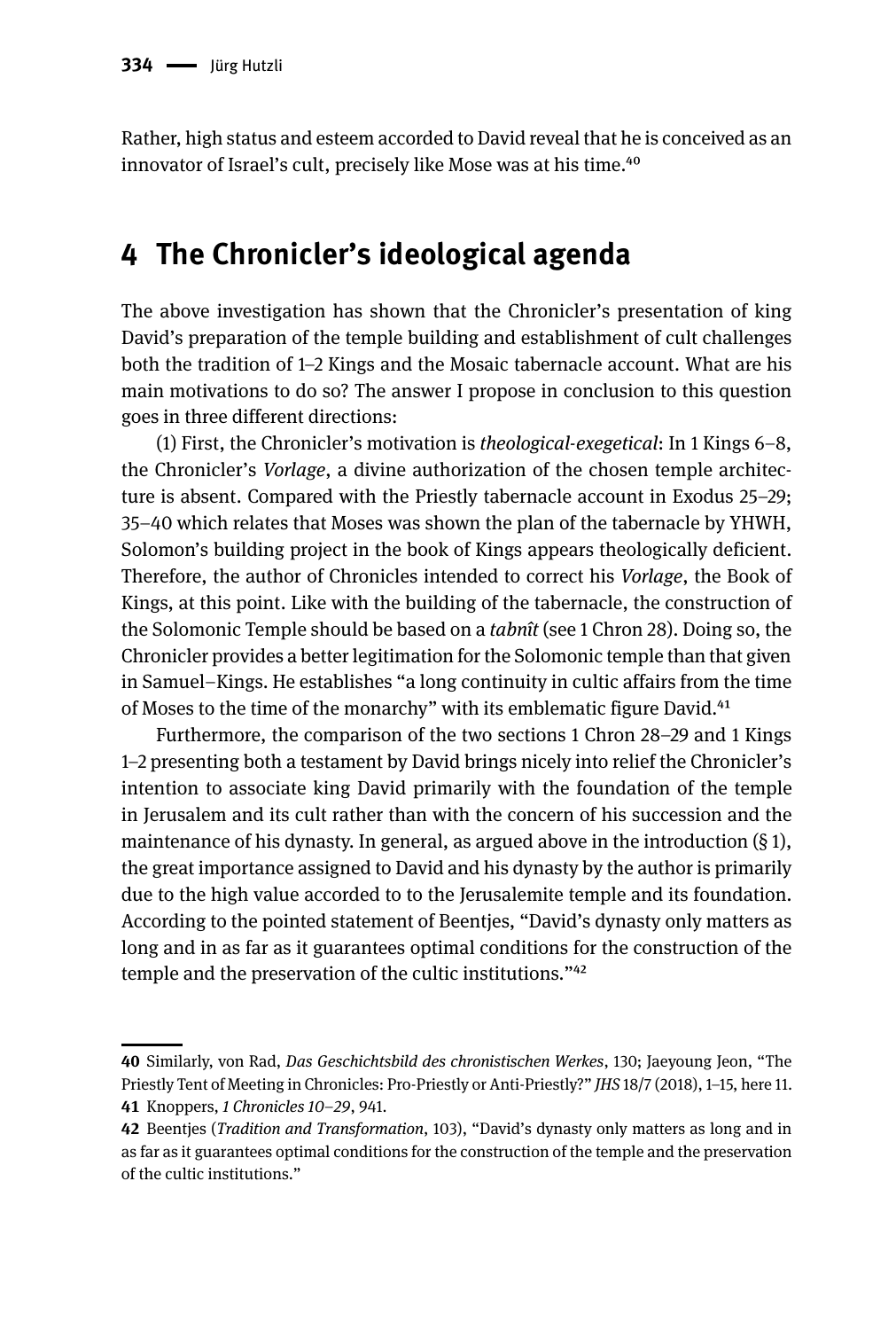Rather, high status and esteem accorded to David reveal that he is conceived as an innovator of Israel's cult, precisely like Mose was at his time.[40]

## 4 The Chronicler's ideological agenda

The above investigation has shown that the Chronicler's presentation of king David's preparation of the temple building and establishment of cult challenges both the tradition of 1–2 Kings and the Mosaic tabernacle account. What are his main motivations to do so? The answer I propose in conclusion to this question goes in three different directions:

(1) First, the Chronicler's motivation is *theological-exegetical*: In 1 Kings 6–8, the Chronicler's *Vorlage*, a divine authorization of the chosen temple architecture is absent. Compared with the Priestly tabernacle account in Exodus 25–29; 35–40 which relates that Moses was shown the plan of the tabernacle by YHWH, Solomon's building project in the book of Kings appears theologically deficient. Therefore, the author of Chronicles intended to correct his *Vorlage*, the Book of Kings, at this point. Like with the building of the tabernacle, the construction of the Solomonic Temple should be based on a *tabnît* (see 1 Chron 28). Doing so, the Chronicler provides a better legitimation for the Solomonic temple than that given in Samuel–Kings. He establishes "a long continuity in cultic affairs from the time of Moses to the time of the monarchy" with its emblematic figure David.[41]

Furthermore, the comparison of the two sections 1 Chron 28–29 and 1 Kings 1–2 presenting both a testament by David brings nicely into relief the Chronicler's intention to associate king David primarily with the foundation of the temple in Jerusalem and its cult rather than with the concern of his succession and the maintenance of his dynasty. In general, as argued above in the introduction (§ 1), the great importance assigned to David and his dynasty by the author is primarily due to the high value accorded to to the Jerusalemite temple and its foundation. According to the pointed statement of Beentjes, "David's dynasty only matters as long and in as far as it guarantees optimal conditions for the construction of the temple and the preservation of the cultic institutions."[42]

---

**40** Similarly, von Rad, *Das Geschichtsbild des chronistischen Werkes*, 130; Jaeyoung Jeon, "The Priestly Tent of Meeting in Chronicles: Pro-Priestly or Anti-Priestly?" *JHS* 18/7 (2018), 1–15, here 11.

**41** Knoppers, *1 Chronicles 10–29*, 941.

**42** Beentjes (*Tradition and Transformation*, 103), "David's dynasty only matters as long and in as far as it guarantees optimal conditions for the construction of the temple and the preservation of the cultic institutions."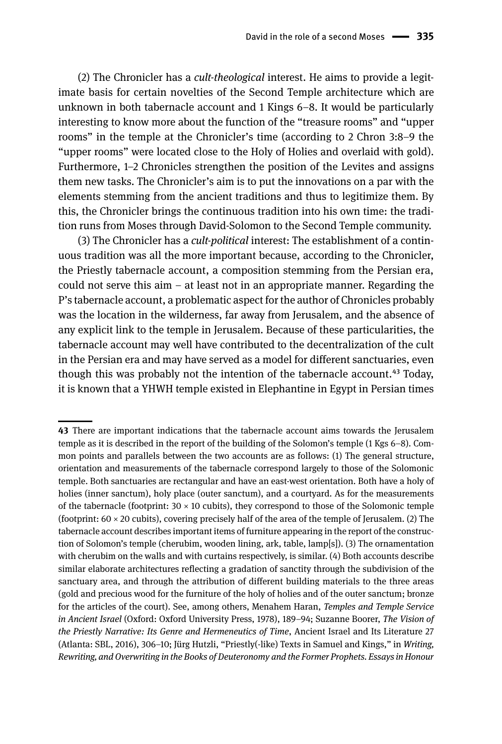(2) The Chronicler has a *cult-theological* interest. He aims to provide a legitimate basis for certain novelties of the Second Temple architecture which are unknown in both tabernacle account and 1 Kings 6–8. It would be particularly interesting to know more about the function of the "treasure rooms" and "upper rooms" in the temple at the Chronicler's time (according to 2 Chron 3:8–9 the "upper rooms" were located close to the Holy of Holies and overlaid with gold). Furthermore, 1–2 Chronicles strengthen the position of the Levites and assigns them new tasks. The Chronicler's aim is to put the innovations on a par with the elements stemming from the ancient traditions and thus to legitimize them. By this, the Chronicler brings the continuous tradition into his own time: the tradition runs from Moses through David-Solomon to the Second Temple community.

(3) The Chronicler has a *cult-political* interest: The establishment of a continuous tradition was all the more important because, according to the Chronicler, the Priestly tabernacle account, a composition stemming from the Persian era, could not serve this aim – at least not in an appropriate manner. Regarding the P's tabernacle account, a problematic aspect for the author of Chronicles probably was the location in the wilderness, far away from Jerusalem, and the absence of any explicit link to the temple in Jerusalem. Because of these particularities, the tabernacle account may well have contributed to the decentralization of the cult in the Persian era and may have served as a model for different sanctuaries, even though this was probably not the intention of the tabernacle account.[43] Today, it is known that a YHWH temple existed in Elephantine in Egypt in Persian times

---

**43** There are important indications that the tabernacle account aims towards the Jerusalem temple as it is described in the report of the building of the Solomon's temple (1 Kgs 6–8). Common points and parallels between the two accounts are as follows: (1) The general structure, orientation and measurements of the tabernacle correspond largely to those of the Solomonic temple. Both sanctuaries are rectangular and have an east-west orientation. Both have a holy of holies (inner sanctum), holy place (outer sanctum), and a courtyard. As for the measurements of the tabernacle (footprint: 30 × 10 cubits), they correspond to those of the Solomonic temple (footprint: 60 × 20 cubits), covering precisely half of the area of the temple of Jerusalem. (2) The tabernacle account describes important items of furniture appearing in the report of the construction of Solomon's temple (cherubim, wooden lining, ark, table, lamp[s]). (3) The ornamentation with cherubim on the walls and with curtains respectively, is similar. (4) Both accounts describe similar elaborate architectures reflecting a gradation of sanctity through the subdivision of the sanctuary area, and through the attribution of different building materials to the three areas (gold and precious wood for the furniture of the holy of holies and of the outer sanctum; bronze for the articles of the court). See, among others, Menahem Haran, *Temples and Temple Service in Ancient Israel* (Oxford: Oxford University Press, 1978), 189–94; Suzanne Boorer, *The Vision of the Priestly Narrative: Its Genre and Hermeneutics of Time*, Ancient Israel and Its Literature 27 (Atlanta: SBL, 2016), 306–10; Jürg Hutzli, "Priestly(-like) Texts in Samuel and Kings," in *Writing, Rewriting, and Overwriting in the Books of Deuteronomy and the Former Prophets. Essays in Honour*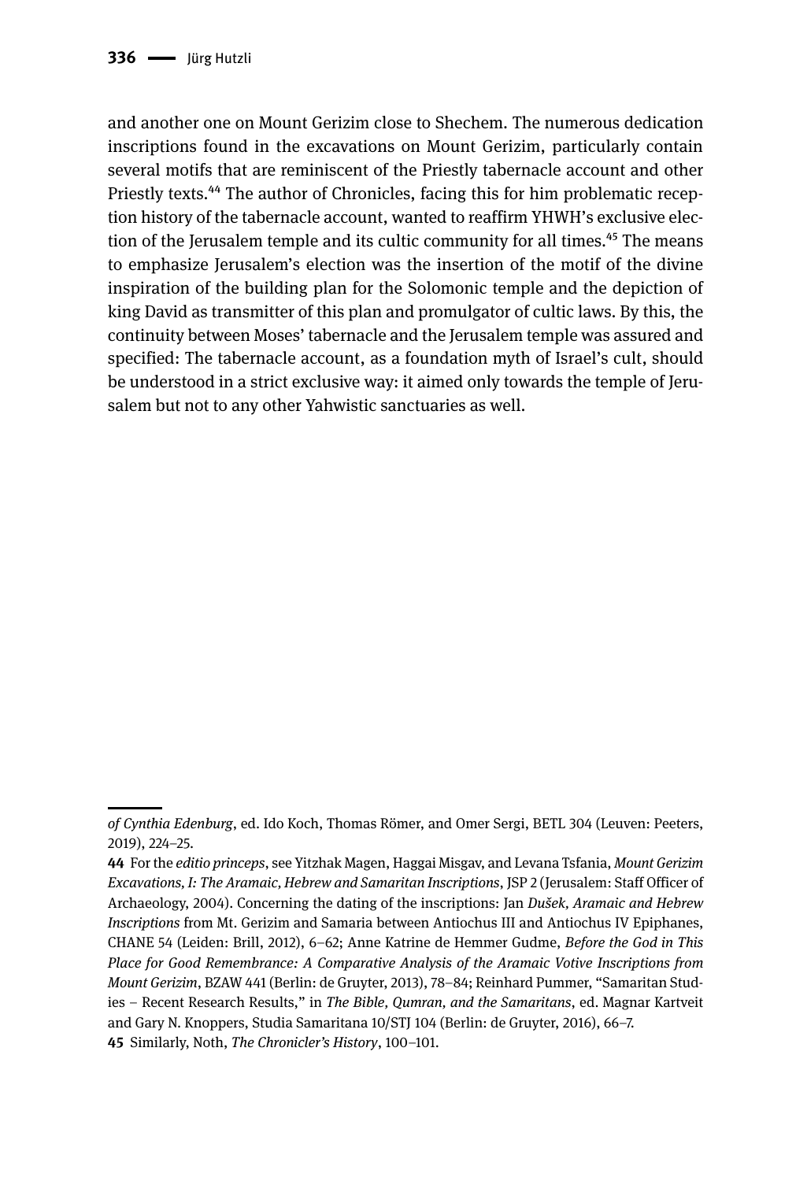and another one on Mount Gerizim close to Shechem. The numerous dedication inscriptions found in the excavations on Mount Gerizim, particularly contain several motifs that are reminiscent of the Priestly tabernacle account and other Priestly texts.[44] The author of Chronicles, facing this for him problematic reception history of the tabernacle account, wanted to reaffirm YHWH's exclusive election of the Jerusalem temple and its cultic community for all times.[45] The means to emphasize Jerusalem's election was the insertion of the motif of the divine inspiration of the building plan for the Solomonic temple and the depiction of king David as transmitter of this plan and promulgator of cultic laws. By this, the continuity between Moses' tabernacle and the Jerusalem temple was assured and specified: The tabernacle account, as a foundation myth of Israel's cult, should be understood in a strict exclusive way: it aimed only towards the temple of Jerusalem but not to any other Yahwistic sanctuaries as well.

---

*of Cynthia Edenburg*, ed. Ido Koch, Thomas Römer, and Omer Sergi, BETL 304 (Leuven: Peeters, 2019), 224–25.

**44** For the *editio princeps*, see Yitzhak Magen, Haggai Misgav, and Levana Tsfania, *Mount Gerizim Excavations, I: The Aramaic, Hebrew and Samaritan Inscriptions*, JSP 2 (Jerusalem: Staff Officer of Archaeology, 2004). Concerning the dating of the inscriptions: Jan *Dušek, Aramaic and Hebrew Inscriptions* from Mt. Gerizim and Samaria between Antiochus III and Antiochus IV Epiphanes, CHANE 54 (Leiden: Brill, 2012), 6–62; Anne Katrine de Hemmer Gudme, *Before the God in This Place for Good Remembrance: A Comparative Analysis of the Aramaic Votive Inscriptions from Mount Gerizim*, BZAW 441 (Berlin: de Gruyter, 2013), 78–84; Reinhard Pummer, "Samaritan Studies – Recent Research Results," in *The Bible, Qumran, and the Samaritans*, ed. Magnar Kartveit and Gary N. Knoppers, Studia Samaritana 10/STJ 104 (Berlin: de Gruyter, 2016), 66–7.

**45** Similarly, Noth, *The Chronicler's History*, 100–101.